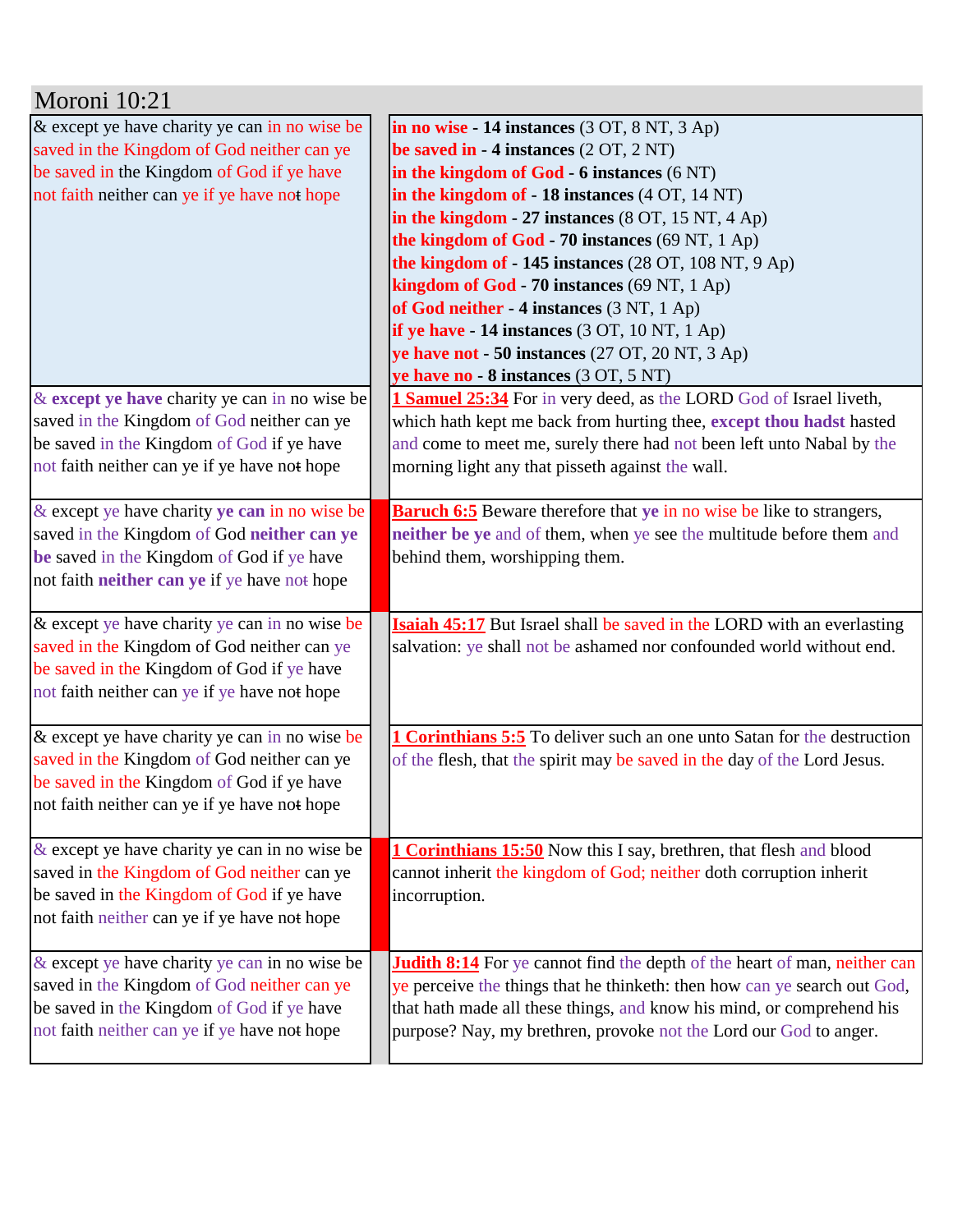# Moroni 10:21

| | | |
|---|---|---|
| & except ye have charity ye can in no wise be saved in the Kingdom of God neither can ye be saved in the Kingdom of God if ye have not faith neither can ye if ye have not hope | | **in no wise - 14 instances** (3 OT, 8 NT, 3 Ap)<br>**be saved in - 4 instances** (2 OT, 2 NT)<br>**in the kingdom of God - 6 instances** (6 NT)<br>**in the kingdom of - 18 instances** (4 OT, 14 NT)<br>**in the kingdom - 27 instances** (8 OT, 15 NT, 4 Ap)<br>**the kingdom of God - 70 instances** (69 NT, 1 Ap)<br>**the kingdom of - 145 instances** (28 OT, 108 NT, 9 Ap)<br>**kingdom of God - 70 instances** (69 NT, 1 Ap)<br>**of God neither - 4 instances** (3 NT, 1 Ap)<br>**if ye have - 14 instances** (3 OT, 10 NT, 1 Ap)<br>**ye have not - 50 instances** (27 OT, 20 NT, 3 Ap)<br>**ye have no - 8 instances** (3 OT, 5 NT) |
| & **except ye have** charity ye can in no wise be saved in the Kingdom of God neither can ye be saved in the Kingdom of God if ye have not faith neither can ye if ye have not hope | | **1 Samuel 25:34** For in very deed, as the LORD God of Israel liveth, which hath kept me back from hurting thee, **except thou hadst** hasted and come to meet me, surely there had not been left unto Nabal by the morning light any that pisseth against the wall. |
| & except ye have charity **ye can** in no wise be saved in the Kingdom of God **neither can ye be** saved in the Kingdom of God if ye have not faith **neither can ye** if ye have not hope | | **Baruch 6:5** Beware therefore that **ye** in no wise be like to strangers, **neither be ye** and of them, when ye see the multitude before them and behind them, worshipping them. |
| & except ye have charity ye can in no wise be saved in the Kingdom of God neither can ye be saved in the Kingdom of God if ye have not faith neither can ye if ye have not hope | | **Isaiah 45:17** But Israel shall be saved in the LORD with an everlasting salvation: ye shall not be ashamed nor confounded world without end. |
| & except ye have charity ye can in no wise be saved in the Kingdom of God neither can ye be saved in the Kingdom of God if ye have not faith neither can ye if ye have not hope | | **1 Corinthians 5:5** To deliver such an one unto Satan for the destruction of the flesh, that the spirit may be saved in the day of the Lord Jesus. |
| & except ye have charity ye can in no wise be saved in the Kingdom of God neither can ye be saved in the Kingdom of God if ye have not faith neither can ye if ye have not hope | | **1 Corinthians 15:50** Now this I say, brethren, that flesh and blood cannot inherit the kingdom of God; neither doth corruption inherit incorruption. |
| & except ye have charity ye can in no wise be saved in the Kingdom of God neither can ye be saved in the Kingdom of God if ye have not faith neither can ye if ye have not hope | | **Judith 8:14** For ye cannot find the depth of the heart of man, neither can ye perceive the things that he thinketh: then how can ye search out God, that hath made all these things, and know his mind, or comprehend his purpose? Nay, my brethren, provoke not the Lord our God to anger. |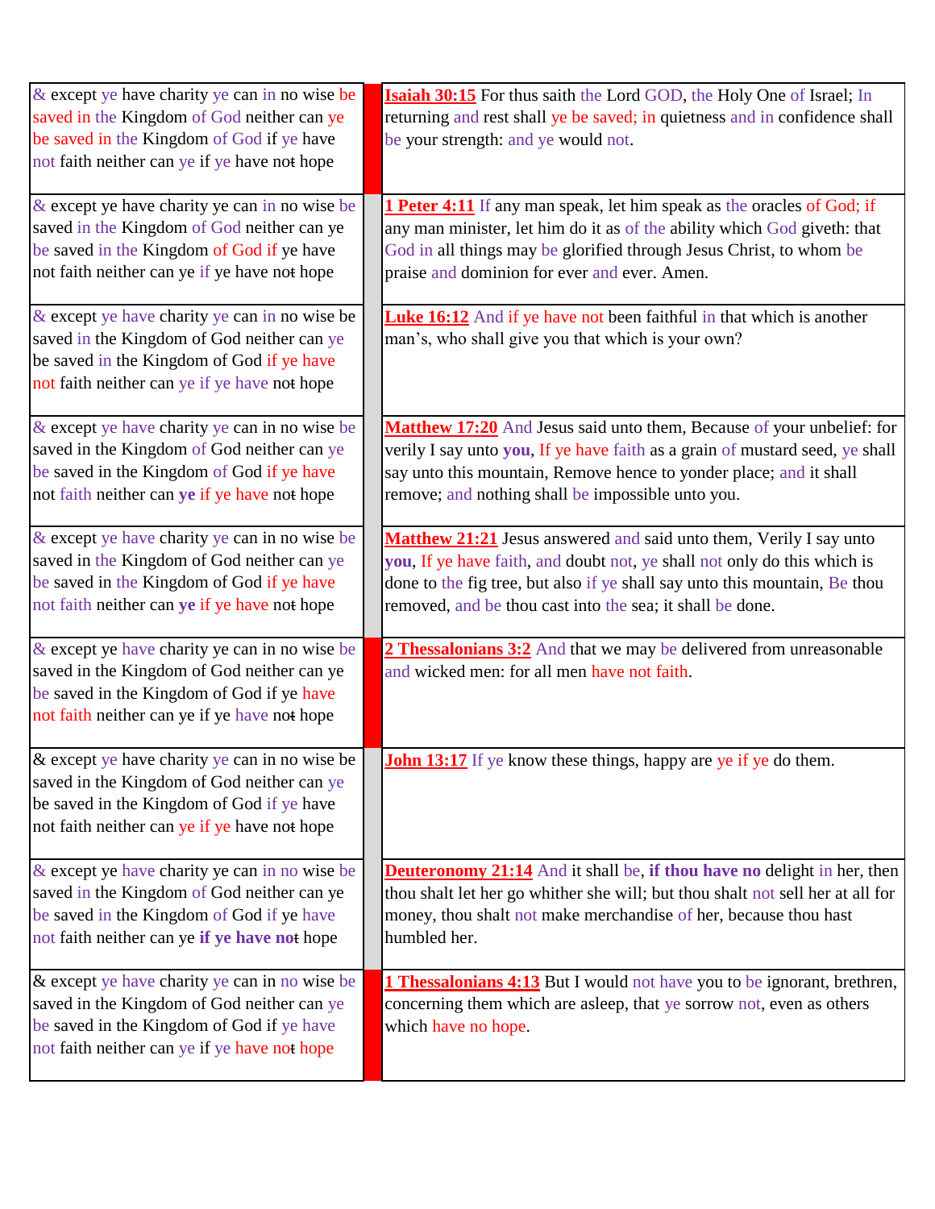| & except ye have charity ye can in no wise be saved in the Kingdom of God neither can ye be saved in the Kingdom of God if ye have not faith neither can ye if ye have not hope | | **Isaiah 30:15** For thus saith the Lord GOD, the Holy One of Israel; In returning and rest shall ye be saved; in quietness and in confidence shall be your strength: and ye would not. |
|---|---|---|
| & except ye have charity ye can in no wise be saved in the Kingdom of God neither can ye be saved in the Kingdom of God if ye have not faith neither can ye if ye have not hope | | **1 Peter 4:11** If any man speak, let him speak as the oracles of God; if any man minister, let him do it as of the ability which God giveth: that God in all things may be glorified through Jesus Christ, to whom be praise and dominion for ever and ever. Amen. |
| & except ye have charity ye can in no wise be saved in the Kingdom of God neither can ye be saved in the Kingdom of God if ye have not faith neither can ye if ye have not hope | | **Luke 16:12** And if ye have not been faithful in that which is another man's, who shall give you that which is your own? |
| & except ye have charity ye can in no wise be saved in the Kingdom of God neither can ye be saved in the Kingdom of God if ye have not faith neither can **ye** if ye have not hope | | **Matthew 17:20** And Jesus said unto them, Because of your unbelief: for verily I say unto **you**, If ye have faith as a grain of mustard seed, ye shall say unto this mountain, Remove hence to yonder place; and it shall remove; and nothing shall be impossible unto you. |
| & except ye have charity ye can in no wise be saved in the Kingdom of God neither can ye be saved in the Kingdom of God if ye have not faith neither can **ye** if ye have not hope | | **Matthew 21:21** Jesus answered and said unto them, Verily I say unto **you**, If ye have faith, and doubt not, ye shall not only do this which is done to the fig tree, but also if ye shall say unto this mountain, Be thou removed, and be thou cast into the sea; it shall be done. |
| & except ye have charity ye can in no wise be saved in the Kingdom of God neither can ye be saved in the Kingdom of God if ye have not faith neither can ye if ye have not hope | | **2 Thessalonians 3:2** And that we may be delivered from unreasonable and wicked men: for all men have not faith. |
| & except ye have charity ye can in no wise be saved in the Kingdom of God neither can ye be saved in the Kingdom of God if ye have not faith neither can ye if ye have not hope | | **John 13:17** If ye know these things, happy are ye if ye do them. |
| & except ye have charity ye can in no wise be saved in the Kingdom of God neither can ye be saved in the Kingdom of God if ye have not faith neither can ye **if ye have not** hope | | **Deuteronomy 21:14** And it shall be, **if thou have no** delight in her, then thou shalt let her go whither she will; but thou shalt not sell her at all for money, thou shalt not make merchandise of her, because thou hast humbled her. |
| & except ye have charity ye can in no wise be saved in the Kingdom of God neither can ye be saved in the Kingdom of God if ye have not faith neither can ye if ye have not hope | | **1 Thessalonians 4:13** But I would not have you to be ignorant, brethren, concerning them which are asleep, that ye sorrow not, even as others which have no hope. |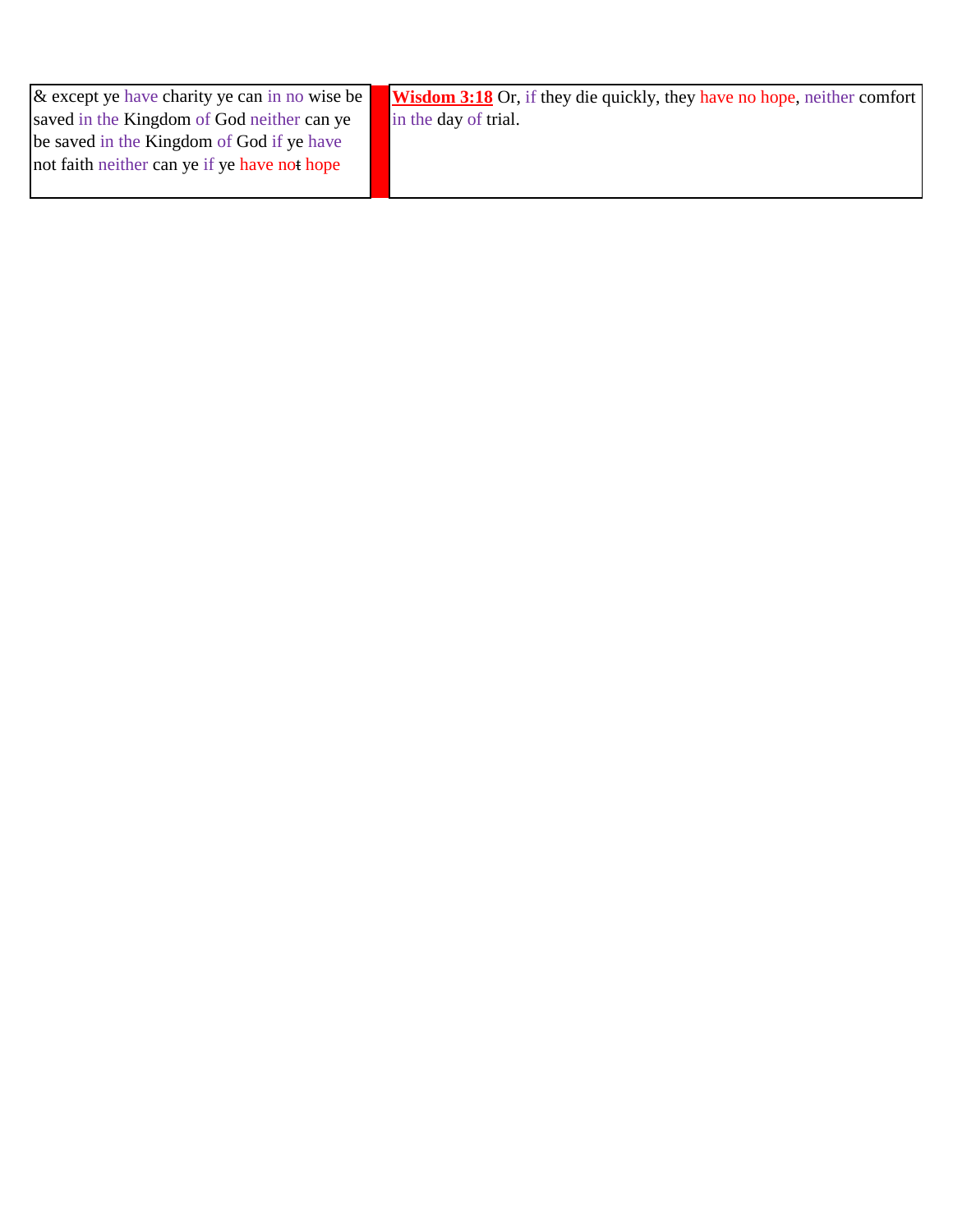| | |
|---|---|
| & except ye have charity ye can in no wise be saved in the Kingdom of God neither can ye be saved in the Kingdom of God if ye have not faith neither can ye if ye have no~~t~~ hope | **Wisdom 3:18** Or, if they die quickly, they have no hope, neither comfort in the day of trial. |